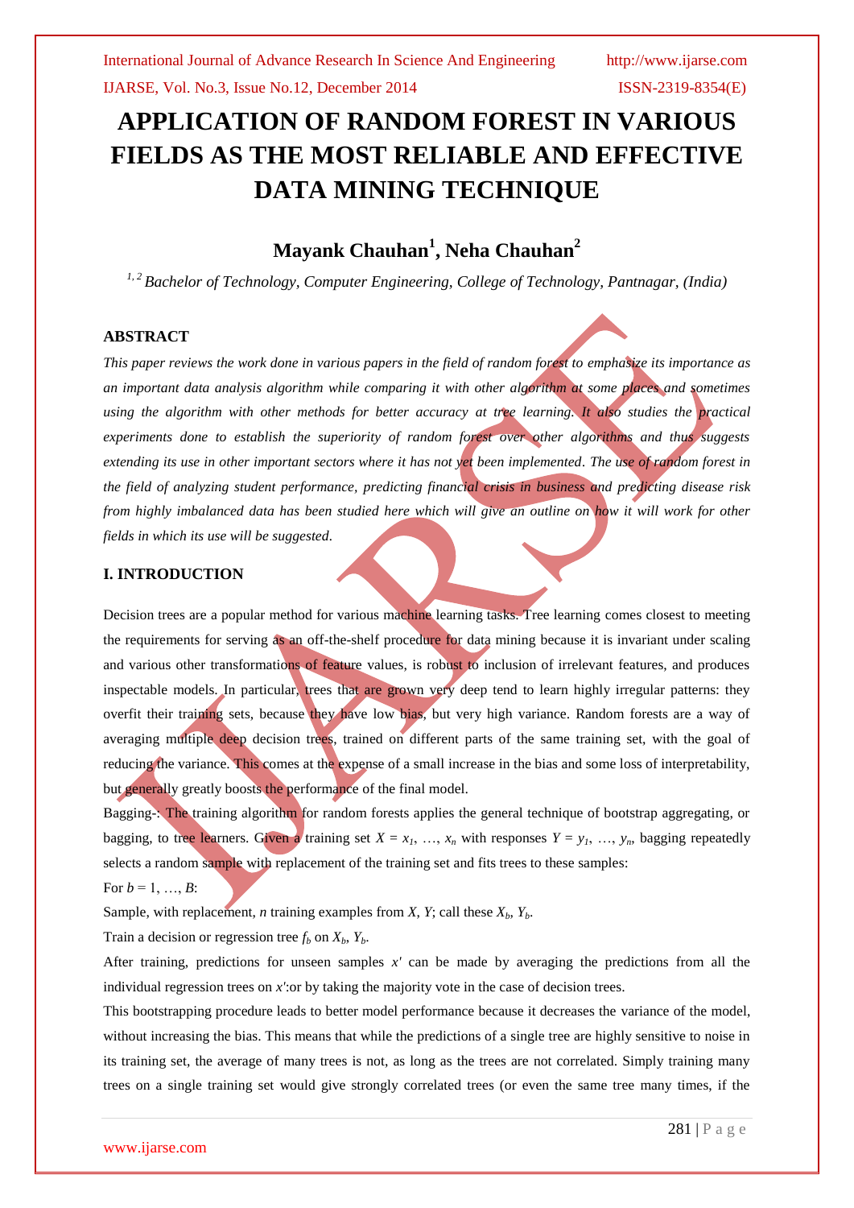# APPLICATION OF RANDOM FOREST IN VARIOUS FIELDS AS THE MOST RELIABLE AND EFFECTIVE DATA MINING TECHNIQUE

## Mayank Chauhan[1], Neha Chauhan[2]

[1, 2] *Bachelor of Technology, Computer Engineering, College of Technology, Pantnagar, (India)*

### ABSTRACT

*This paper reviews the work done in various papers in the field of random forest to emphasize its importance as an important data analysis algorithm while comparing it with other algorithm at some places and sometimes using the algorithm with other methods for better accuracy at tree learning. It also studies the practical experiments done to establish the superiority of random forest over other algorithms and thus suggests extending its use in other important sectors where it has not yet been implemented. The use of random forest in the field of analyzing student performance, predicting financial crisis in business and predicting disease risk from highly imbalanced data has been studied here which will give an outline on how it will work for other fields in which its use will be suggested.*

### I. INTRODUCTION

Decision trees are a popular method for various machine learning tasks. Tree learning comes closest to meeting the requirements for serving as an off-the-shelf procedure for data mining because it is invariant under scaling and various other transformations of feature values, is robust to inclusion of irrelevant features, and produces inspectable models. In particular, trees that are grown very deep tend to learn highly irregular patterns: they overfit their training sets, because they have low bias, but very high variance. Random forests are a way of averaging multiple deep decision trees, trained on different parts of the same training set, with the goal of reducing the variance. This comes at the expense of a small increase in the bias and some loss of interpretability, but generally greatly boosts the performance of the final model.

Bagging-: The training algorithm for random forests applies the general technique of bootstrap aggregating, or bagging, to tree learners. Given a training set $X = x_1, \ldots, x_n$ with responses $Y = y_1, \ldots, y_n$, bagging repeatedly selects a random sample with replacement of the training set and fits trees to these samples:

For $b = 1, \ldots, B$:

Sample, with replacement, $n$ training examples from $X$, $Y$; call these $X_b$, $Y_b$.

Train a decision or regression tree $f_b$ on $X_b$, $Y_b$.

After training, predictions for unseen samples $x'$ can be made by averaging the predictions from all the individual regression trees on $x'$:or by taking the majority vote in the case of decision trees.

This bootstrapping procedure leads to better model performance because it decreases the variance of the model, without increasing the bias. This means that while the predictions of a single tree are highly sensitive to noise in its training set, the average of many trees is not, as long as the trees are not correlated. Simply training many trees on a single training set would give strongly correlated trees (or even the same tree many times, if the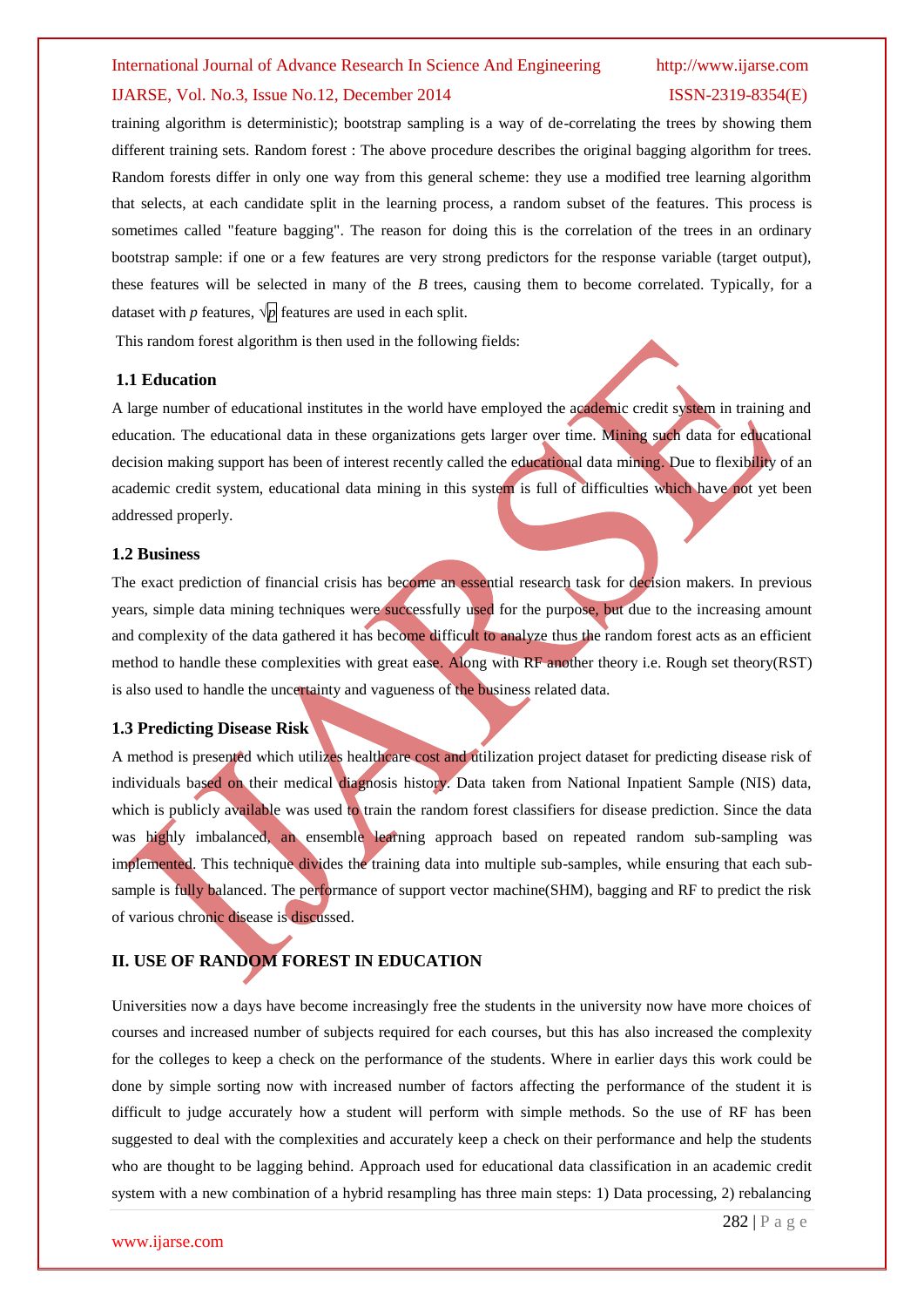training algorithm is deterministic); bootstrap sampling is a way of de-correlating the trees by showing them different training sets. Random forest : The above procedure describes the original bagging algorithm for trees. Random forests differ in only one way from this general scheme: they use a modified tree learning algorithm that selects, at each candidate split in the learning process, a random subset of the features. This process is sometimes called "feature bagging". The reason for doing this is the correlation of the trees in an ordinary bootstrap sample: if one or a few features are very strong predictors for the response variable (target output), these features will be selected in many of the $B$ trees, causing them to become correlated. Typically, for a dataset with $p$ features, $\sqrt{p}$ features are used in each split.

This random forest algorithm is then used in the following fields:

### 1.1 Education

A large number of educational institutes in the world have employed the academic credit system in training and education. The educational data in these organizations gets larger over time. Mining such data for educational decision making support has been of interest recently called the educational data mining. Due to flexibility of an academic credit system, educational data mining in this system is full of difficulties which have not yet been addressed properly.

### 1.2 Business

The exact prediction of financial crisis has become an essential research task for decision makers. In previous years, simple data mining techniques were successfully used for the purpose, but due to the increasing amount and complexity of the data gathered it has become difficult to analyze thus the random forest acts as an efficient method to handle these complexities with great ease. Along with RF another theory i.e. Rough set theory(RST) is also used to handle the uncertainty and vagueness of the business related data.

### 1.3 Predicting Disease Risk

A method is presented which utilizes healthcare cost and utilization project dataset for predicting disease risk of individuals based on their medical diagnosis history. Data taken from National Inpatient Sample (NIS) data, which is publicly available was used to train the random forest classifiers for disease prediction. Since the data was highly imbalanced, an ensemble learning approach based on repeated random sub-sampling was implemented. This technique divides the training data into multiple sub-samples, while ensuring that each sub-sample is fully balanced. The performance of support vector machine(SHM), bagging and RF to predict the risk of various chronic disease is discussed.

## II. USE OF RANDOM FOREST IN EDUCATION

Universities now a days have become increasingly free the students in the university now have more choices of courses and increased number of subjects required for each courses, but this has also increased the complexity for the colleges to keep a check on the performance of the students. Where in earlier days this work could be done by simple sorting now with increased number of factors affecting the performance of the student it is difficult to judge accurately how a student will perform with simple methods. So the use of RF has been suggested to deal with the complexities and accurately keep a check on their performance and help the students who are thought to be lagging behind. Approach used for educational data classification in an academic credit system with a new combination of a hybrid resampling has three main steps: 1) Data processing, 2) rebalancing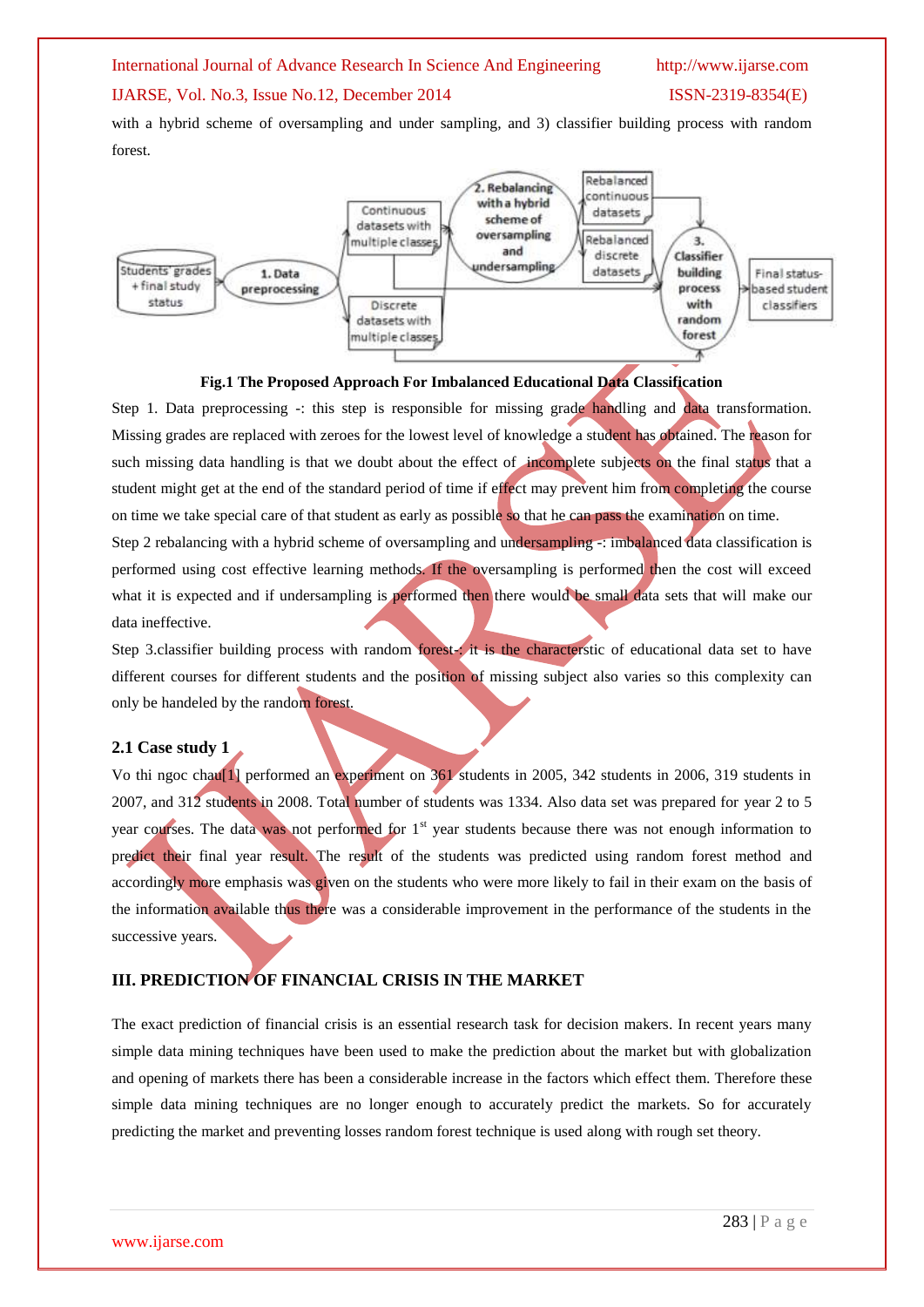with a hybrid scheme of oversampling and under sampling, and 3) classifier building process with random forest.

**Fig.1 The Proposed Approach For Imbalanced Educational Data Classification**

Step 1. Data preprocessing -: this step is responsible for missing grade handling and data transformation. Missing grades are replaced with zeroes for the lowest level of knowledge a student has obtained. The reason for such missing data handling is that we doubt about the effect of incomplete subjects on the final status that a student might get at the end of the standard period of time if effect may prevent him from completing the course on time we take special care of that student as early as possible so that he can pass the examination on time.

Step 2 rebalancing with a hybrid scheme of oversampling and undersampling -: imbalanced data classification is performed using cost effective learning methods. If the oversampling is performed then the cost will exceed what it is expected and if undersampling is performed then there would be small data sets that will make our data ineffective.

Step 3.classifier building process with random forest-: it is the characterstic of educational data set to have different courses for different students and the position of missing subject also varies so this complexity can only be handeled by the random forest.

### 2.1 Case study 1

Vo thi ngoc chau[1] performed an experiment on 361 students in 2005, 342 students in 2006, 319 students in 2007, and 312 students in 2008. Total number of students was 1334. Also data set was prepared for year 2 to 5 year courses. The data was not performed for 1st year students because there was not enough information to predict their final year result. The result of the students was predicted using random forest method and accordingly more emphasis was given on the students who were more likely to fail in their exam on the basis of the information available thus there was a considerable improvement in the performance of the students in the successive years.

## III. PREDICTION OF FINANCIAL CRISIS IN THE MARKET

The exact prediction of financial crisis is an essential research task for decision makers. In recent years many simple data mining techniques have been used to make the prediction about the market but with globalization and opening of markets there has been a considerable increase in the factors which effect them. Therefore these simple data mining techniques are no longer enough to accurately predict the markets. So for accurately predicting the market and preventing losses random forest technique is used along with rough set theory.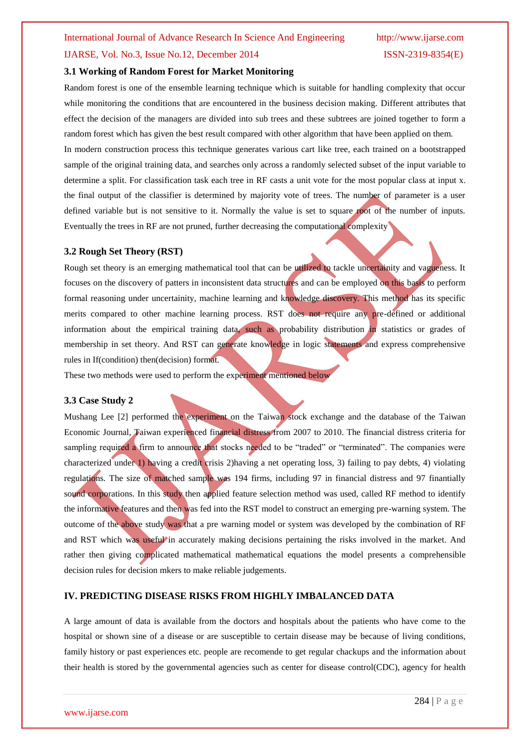### 3.1 Working of Random Forest for Market Monitoring

Random forest is one of the ensemble learning technique which is suitable for handling complexity that occur while monitoring the conditions that are encountered in the business decision making. Different attributes that effect the decision of the managers are divided into sub trees and these subtrees are joined together to form a random forest which has given the best result compared with other algorithm that have been applied on them.

In modern construction process this technique generates various cart like tree, each trained on a bootstrapped sample of the original training data, and searches only across a randomly selected subset of the input variable to determine a split. For classification task each tree in RF casts a unit vote for the most popular class at input x. the final output of the classifier is determined by majority vote of trees. The number of parameter is a user defined variable but is not sensitive to it. Normally the value is set to square root of the number of inputs. Eventually the trees in RF are not pruned, further decreasing the computational complexity

### 3.2 Rough Set Theory (RST)

Rough set theory is an emerging mathematical tool that can be utilized to tackle uncertainity and vagueness. It focuses on the discovery of patters in inconsistent data structures and can be employed on this basis to perform formal reasoning under uncertainity, machine learning and knowledge discovery. This method has its specific merits compared to other machine learning process. RST does not require any pre-defined or additional information about the empirical training data, such as probability distribution in statistics or grades of membership in set theory. And RST can generate knowledge in logic statements and express comprehensive rules in If(condition) then(decision) format.

These two methods were used to perform the experiment mentioned below

### 3.3 Case Study 2

Mushang Lee [2] performed the experiment on the Taiwan stock exchange and the database of the Taiwan Economic Journal, Taiwan experienced financial distress from 2007 to 2010. The financial distress criteria for sampling required a firm to announce that stocks needed to be "traded" or "terminated". The companies were characterized under 1) having a credit crisis 2)having a net operating loss, 3) failing to pay debts, 4) violating regulations. The size of matched sample was 194 firms, including 97 in financial distress and 97 finantially sound corporations. In this study then applied feature selection method was used, called RF method to identify the informative features and then was fed into the RST model to construct an emerging pre-warning system. The outcome of the above study was that a pre warning model or system was developed by the combination of RF and RST which was useful in accurately making decisions pertaining the risks involved in the market. And rather then giving complicated mathematical mathematical equations the model presents a comprehensible decision rules for decision mkers to make reliable judgements.

## IV. PREDICTING DISEASE RISKS FROM HIGHLY IMBALANCED DATA

A large amount of data is available from the doctors and hospitals about the patients who have come to the hospital or shown sine of a disease or are susceptible to certain disease may be because of living conditions, family history or past experiences etc. people are recomende to get regular chackups and the information about their health is stored by the governmental agencies such as center for disease control(CDC), agency for health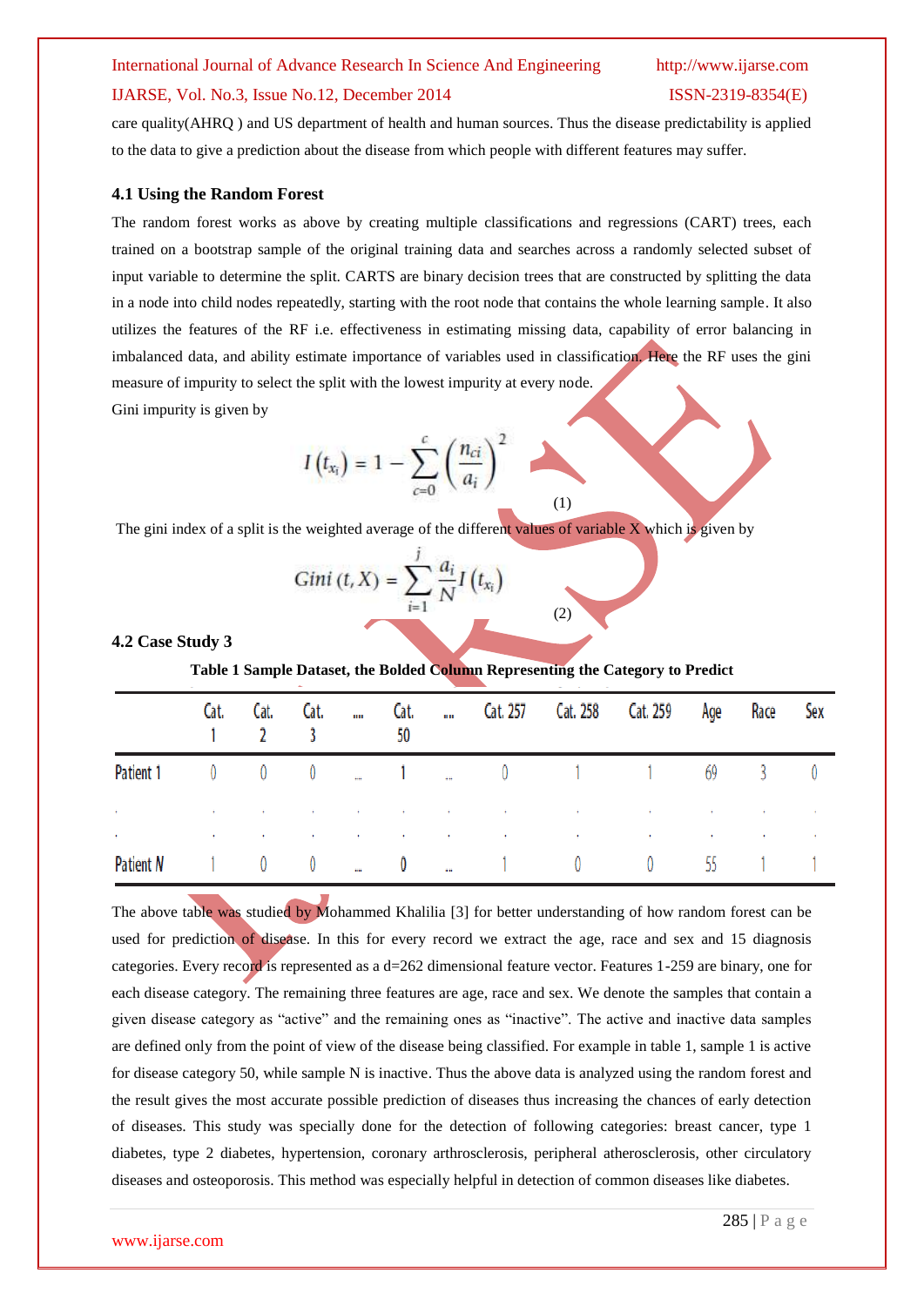care quality(AHRQ ) and US department of health and human sources. Thus the disease predictability is applied to the data to give a prediction about the disease from which people with different features may suffer.

### 4.1 Using the Random Forest

The random forest works as above by creating multiple classifications and regressions (CART) trees, each trained on a bootstrap sample of the original training data and searches across a randomly selected subset of input variable to determine the split. CARTS are binary decision trees that are constructed by splitting the data in a node into child nodes repeatedly, starting with the root node that contains the whole learning sample. It also utilizes the features of the RF i.e. effectiveness in estimating missing data, capability of error balancing in imbalanced data, and ability estimate importance of variables used in classification. Here the RF uses the gini measure of impurity to select the split with the lowest impurity at every node.

Gini impurity is given by

$$I\left(t_{x_i}\right) = 1 - \sum_{c=0}^{c}\left(\frac{n_{ci}}{a_i}\right)^2 \tag{1}$$

The gini index of a split is the weighted average of the different values of variable X which is given by

$$Gini\,(t, X) = \sum_{i=1}^{j}\frac{a_i}{N}I\left(t_{x_i}\right) \tag{2}$$

### 4.2 Case Study 3

**Table 1 Sample Dataset, the Bolded Column Representing the Category to Predict**

| | Cat. 1 | Cat. 2 | Cat. 3 | .... | Cat. 50 | ... | Cat. 257 | Cat. 258 | Cat. 259 | Age | Race | Sex |
|---|---|---|---|---|---|---|---|---|---|---|---|---|
| Patient 1 | 0 | 0 | 0 | ... | 1 | ... | 0 | 1 | 1 | 69 | 3 | 0 |
| . | . | . | . | . | . | . | . | . | . | . | . | . |
| . | . | . | . | . | . | . | . | . | . | . | . | . |
| Patient N | 1 | 0 | 0 | ... | 0 | ... | 1 | 0 | 0 | 55 | 1 | 1 |

The above table was studied by Mohammed Khalilia [3] for better understanding of how random forest can be used for prediction of disease. In this for every record we extract the age, race and sex and 15 diagnosis categories. Every record is represented as a d=262 dimensional feature vector. Features 1-259 are binary, one for each disease category. The remaining three features are age, race and sex. We denote the samples that contain a given disease category as "active" and the remaining ones as "inactive". The active and inactive data samples are defined only from the point of view of the disease being classified. For example in table 1, sample 1 is active for disease category 50, while sample N is inactive. Thus the above data is analyzed using the random forest and the result gives the most accurate possible prediction of diseases thus increasing the chances of early detection of diseases. This study was specially done for the detection of following categories: breast cancer, type 1 diabetes, type 2 diabetes, hypertension, coronary arthrosclerosis, peripheral atherosclerosis, other circulatory diseases and osteoporosis. This method was especially helpful in detection of common diseases like diabetes.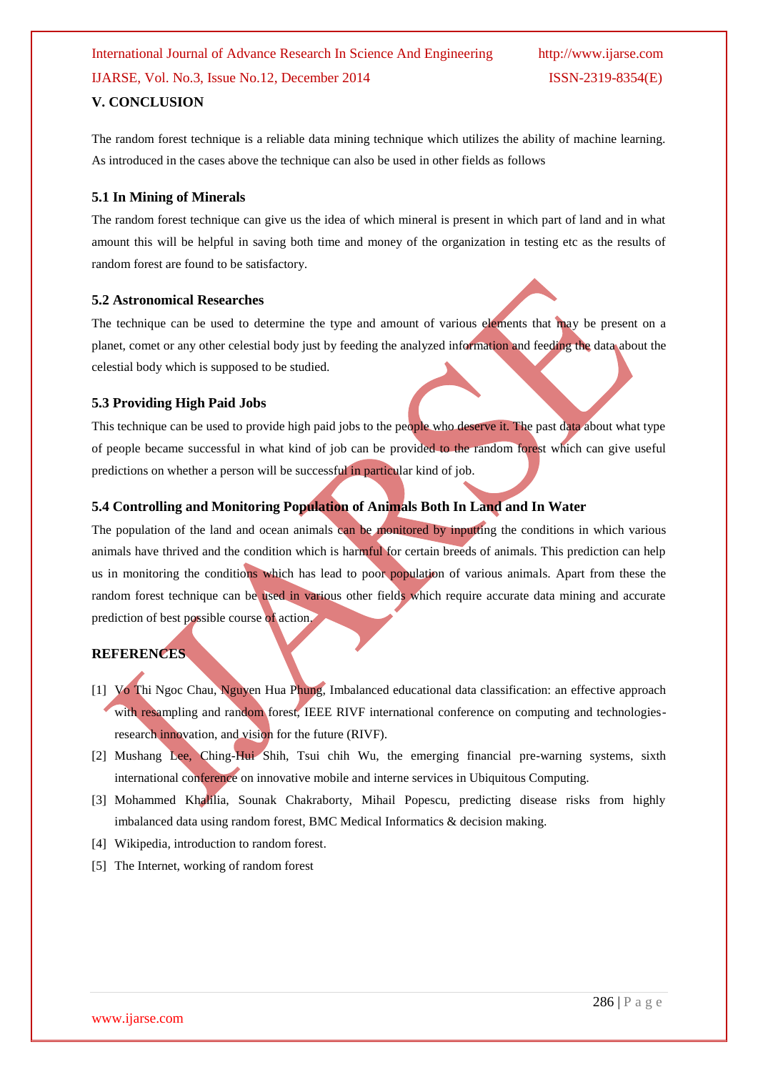## V. CONCLUSION

The random forest technique is a reliable data mining technique which utilizes the ability of machine learning. As introduced in the cases above the technique can also be used in other fields as follows

### 5.1 In Mining of Minerals

The random forest technique can give us the idea of which mineral is present in which part of land and in what amount this will be helpful in saving both time and money of the organization in testing etc as the results of random forest are found to be satisfactory.

### 5.2 Astronomical Researches

The technique can be used to determine the type and amount of various elements that may be present on a planet, comet or any other celestial body just by feeding the analyzed information and feeding the data about the celestial body which is supposed to be studied.

### 5.3 Providing High Paid Jobs

This technique can be used to provide high paid jobs to the people who deserve it. The past data about what type of people became successful in what kind of job can be provided to the random forest which can give useful predictions on whether a person will be successful in particular kind of job.

### 5.4 Controlling and Monitoring Population of Animals Both In Land and In Water

The population of the land and ocean animals can be monitored by inputting the conditions in which various animals have thrived and the condition which is harmful for certain breeds of animals. This prediction can help us in monitoring the conditions which has lead to poor population of various animals. Apart from these the random forest technique can be used in various other fields which require accurate data mining and accurate prediction of best possible course of action.

## REFERENCES

[1] Vo Thi Ngoc Chau, Nguyen Hua Phung, Imbalanced educational data classification: an effective approach with resampling and random forest, IEEE RIVF international conference on computing and technologies-research innovation, and vision for the future (RIVF).

[2] Mushang Lee, Ching-Hui Shih, Tsui chih Wu, the emerging financial pre-warning systems, sixth international conference on innovative mobile and interne services in Ubiquitous Computing.

[3] Mohammed Khalilia, Sounak Chakraborty, Mihail Popescu, predicting disease risks from highly imbalanced data using random forest, BMC Medical Informatics & decision making.

[4] Wikipedia, introduction to random forest.

[5] The Internet, working of random forest